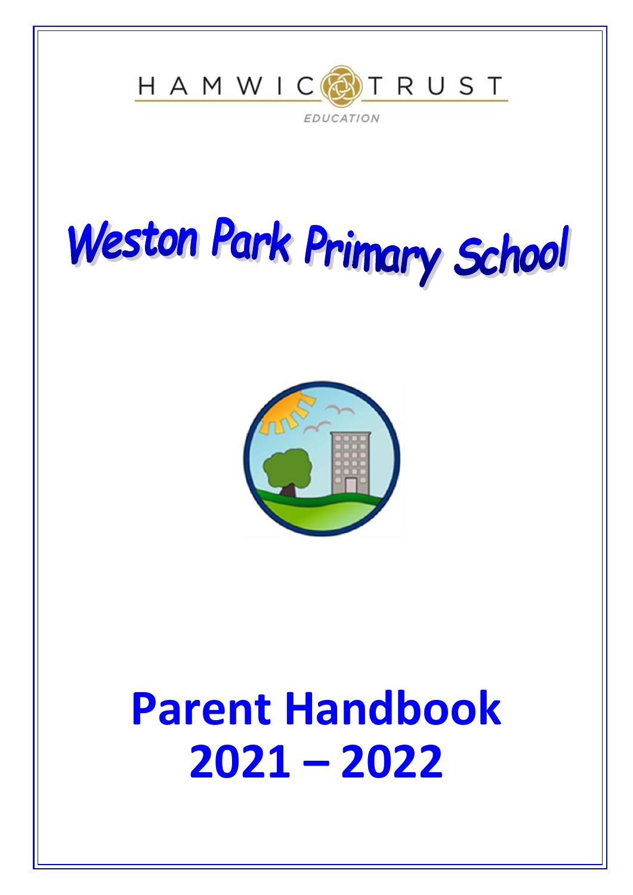HAMWIC TRUST

EDUCATION

# Weston Park Primary School

# Parent Handbook 2021 – 2022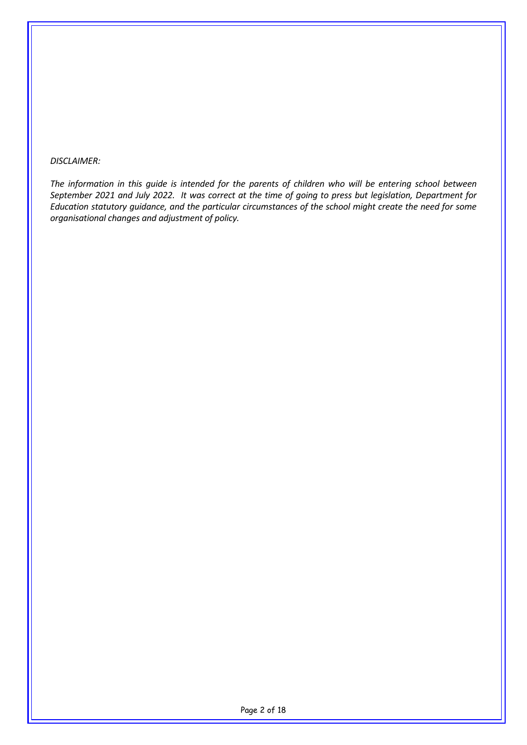*DISCLAIMER:*

*The information in this guide is intended for the parents of children who will be entering school between September 2021 and July 2022. It was correct at the time of going to press but legislation, Department for Education statutory guidance, and the particular circumstances of the school might create the need for some organisational changes and adjustment of policy.*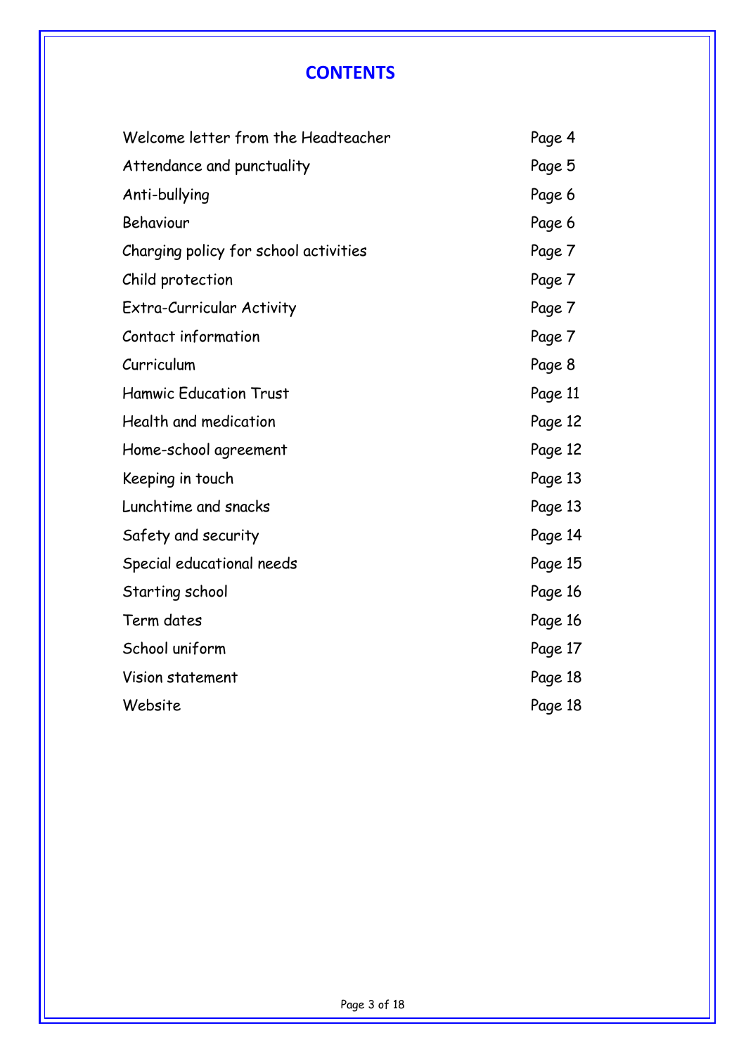# CONTENTS

| | |
|---|---|
| Welcome letter from the Headteacher | Page 4 |
| Attendance and punctuality | Page 5 |
| Anti-bullying | Page 6 |
| Behaviour | Page 6 |
| Charging policy for school activities | Page 7 |
| Child protection | Page 7 |
| Extra-Curricular Activity | Page 7 |
| Contact information | Page 7 |
| Curriculum | Page 8 |
| Hamwic Education Trust | Page 11 |
| Health and medication | Page 12 |
| Home-school agreement | Page 12 |
| Keeping in touch | Page 13 |
| Lunchtime and snacks | Page 13 |
| Safety and security | Page 14 |
| Special educational needs | Page 15 |
| Starting school | Page 16 |
| Term dates | Page 16 |
| School uniform | Page 17 |
| Vision statement | Page 18 |
| Website | Page 18 |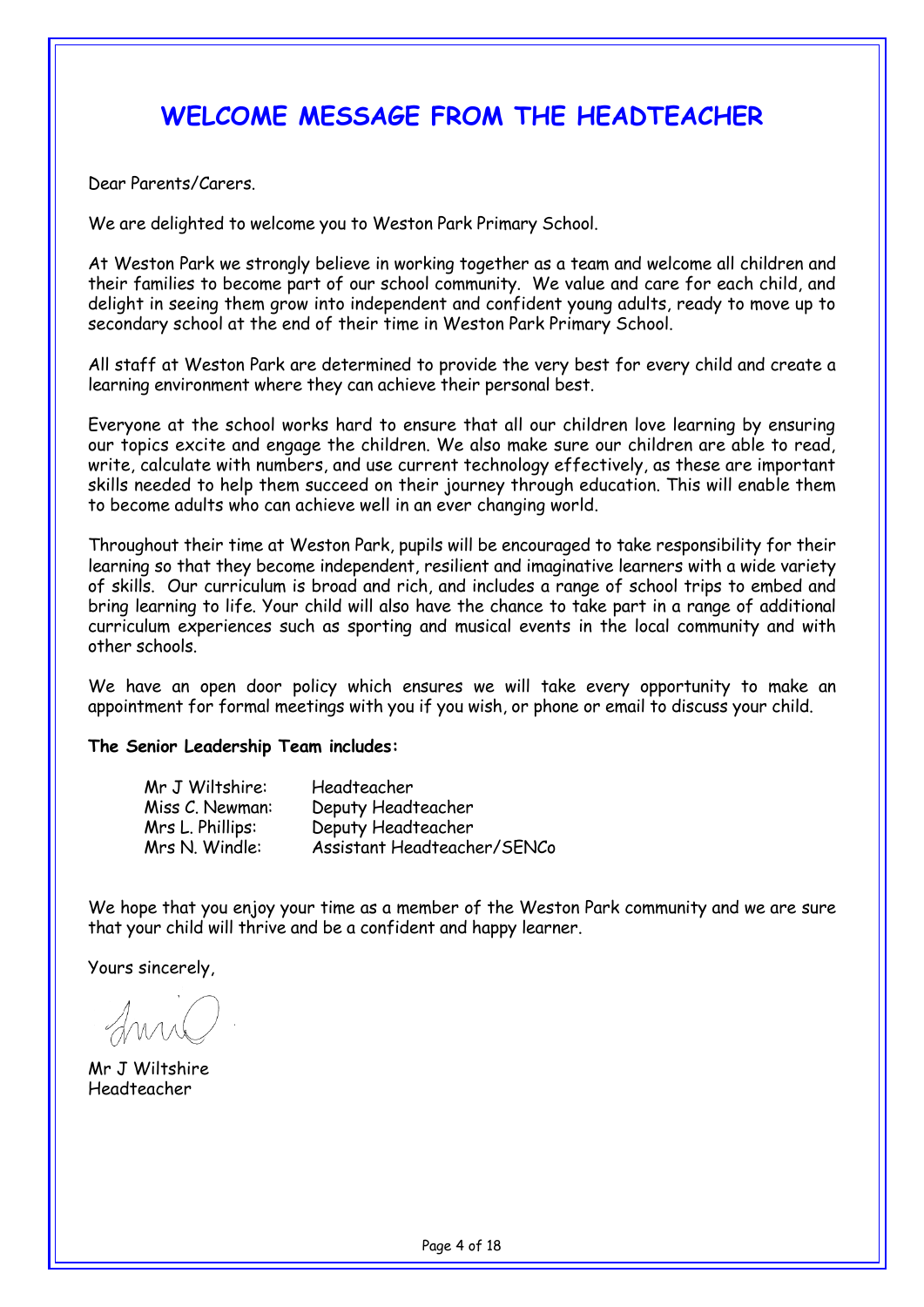# WELCOME MESSAGE FROM THE HEADTEACHER

Dear Parents/Carers.

We are delighted to welcome you to Weston Park Primary School.

At Weston Park we strongly believe in working together as a team and welcome all children and their families to become part of our school community. We value and care for each child, and delight in seeing them grow into independent and confident young adults, ready to move up to secondary school at the end of their time in Weston Park Primary School.

All staff at Weston Park are determined to provide the very best for every child and create a learning environment where they can achieve their personal best.

Everyone at the school works hard to ensure that all our children love learning by ensuring our topics excite and engage the children. We also make sure our children are able to read, write, calculate with numbers, and use current technology effectively, as these are important skills needed to help them succeed on their journey through education. This will enable them to become adults who can achieve well in an ever changing world.

Throughout their time at Weston Park, pupils will be encouraged to take responsibility for their learning so that they become independent, resilient and imaginative learners with a wide variety of skills. Our curriculum is broad and rich, and includes a range of school trips to embed and bring learning to life. Your child will also have the chance to take part in a range of additional curriculum experiences such as sporting and musical events in the local community and with other schools.

We have an open door policy which ensures we will take every opportunity to make an appointment for formal meetings with you if you wish, or phone or email to discuss your child.

**The Senior Leadership Team includes:**

| | |
|---|---|
| Mr J Wiltshire: | Headteacher |
| Miss C. Newman: | Deputy Headteacher |
| Mrs L. Phillips: | Deputy Headteacher |
| Mrs N. Windle: | Assistant Headteacher/SENCo |

We hope that you enjoy your time as a member of the Weston Park community and we are sure that your child will thrive and be a confident and happy learner.

Yours sincerely,

Mr J Wiltshire
Headteacher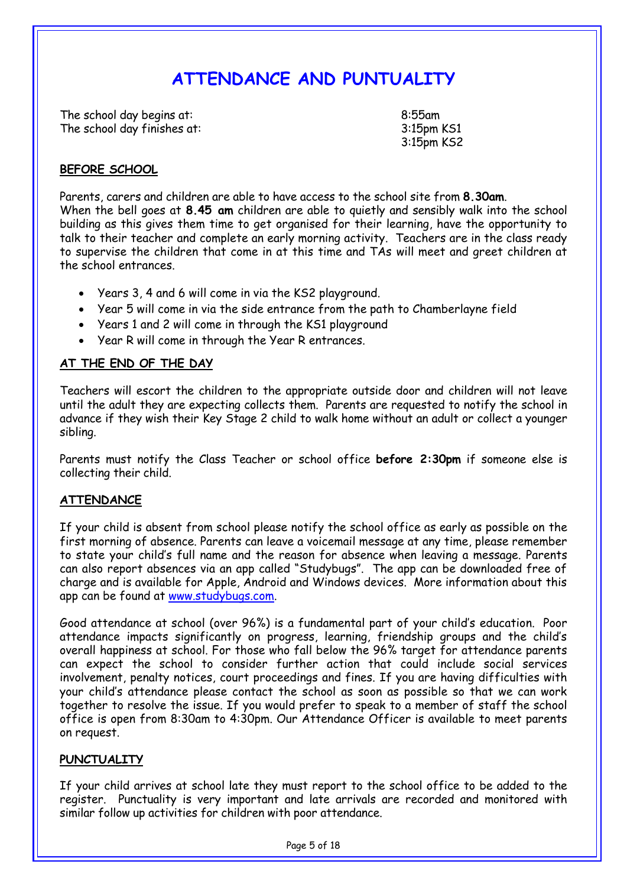# ATTENDANCE AND PUNTUALITY

The school day begins at: 8:55am
The school day finishes at: 3:15pm KS1
3:15pm KS2

## BEFORE SCHOOL

Parents, carers and children are able to have access to the school site from **8.30am**.
When the bell goes at **8.45 am** children are able to quietly and sensibly walk into the school building as this gives them time to get organised for their learning, have the opportunity to talk to their teacher and complete an early morning activity. Teachers are in the class ready to supervise the children that come in at this time and TAs will meet and greet children at the school entrances.

- Years 3, 4 and 6 will come in via the KS2 playground.
- Year 5 will come in via the side entrance from the path to Chamberlayne field
- Years 1 and 2 will come in through the KS1 playground
- Year R will come in through the Year R entrances.

## AT THE END OF THE DAY

Teachers will escort the children to the appropriate outside door and children will not leave until the adult they are expecting collects them. Parents are requested to notify the school in advance if they wish their Key Stage 2 child to walk home without an adult or collect a younger sibling.

Parents must notify the Class Teacher or school office **before 2:30pm** if someone else is collecting their child.

## ATTENDANCE

If your child is absent from school please notify the school office as early as possible on the first morning of absence. Parents can leave a voicemail message at any time, please remember to state your child's full name and the reason for absence when leaving a message. Parents can also report absences via an app called "Studybugs". The app can be downloaded free of charge and is available for Apple, Android and Windows devices. More information about this app can be found at [www.studybugs.com](http://www.studybugs.com).

Good attendance at school (over 96%) is a fundamental part of your child's education. Poor attendance impacts significantly on progress, learning, friendship groups and the child's overall happiness at school. For those who fall below the 96% target for attendance parents can expect the school to consider further action that could include social services involvement, penalty notices, court proceedings and fines. If you are having difficulties with your child's attendance please contact the school as soon as possible so that we can work together to resolve the issue. If you would prefer to speak to a member of staff the school office is open from 8:30am to 4:30pm. Our Attendance Officer is available to meet parents on request.

## PUNCTUALITY

If your child arrives at school late they must report to the school office to be added to the register. Punctuality is very important and late arrivals are recorded and monitored with similar follow up activities for children with poor attendance.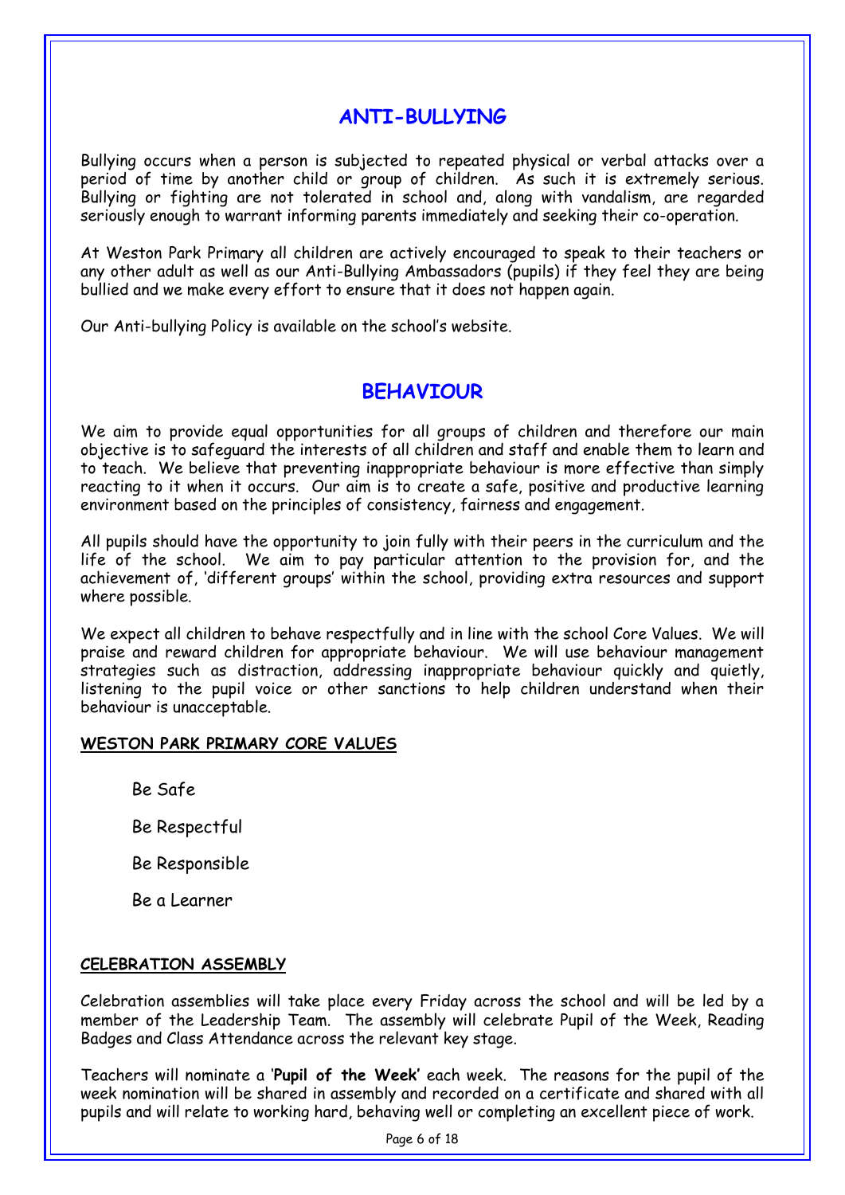## ANTI-BULLYING

Bullying occurs when a person is subjected to repeated physical or verbal attacks over a period of time by another child or group of children. As such it is extremely serious. Bullying or fighting are not tolerated in school and, along with vandalism, are regarded seriously enough to warrant informing parents immediately and seeking their co-operation.

At Weston Park Primary all children are actively encouraged to speak to their teachers or any other adult as well as our Anti-Bullying Ambassadors (pupils) if they feel they are being bullied and we make every effort to ensure that it does not happen again.

Our Anti-bullying Policy is available on the school's website.

## BEHAVIOUR

We aim to provide equal opportunities for all groups of children and therefore our main objective is to safeguard the interests of all children and staff and enable them to learn and to teach. We believe that preventing inappropriate behaviour is more effective than simply reacting to it when it occurs. Our aim is to create a safe, positive and productive learning environment based on the principles of consistency, fairness and engagement.

All pupils should have the opportunity to join fully with their peers in the curriculum and the life of the school. We aim to pay particular attention to the provision for, and the achievement of, 'different groups' within the school, providing extra resources and support where possible.

We expect all children to behave respectfully and in line with the school Core Values. We will praise and reward children for appropriate behaviour. We will use behaviour management strategies such as distraction, addressing inappropriate behaviour quickly and quietly, listening to the pupil voice or other sanctions to help children understand when their behaviour is unacceptable.

### WESTON PARK PRIMARY CORE VALUES

Be Safe

Be Respectful

Be Responsible

Be a Learner

### CELEBRATION ASSEMBLY

Celebration assemblies will take place every Friday across the school and will be led by a member of the Leadership Team. The assembly will celebrate Pupil of the Week, Reading Badges and Class Attendance across the relevant key stage.

Teachers will nominate a '**Pupil of the Week**' each week. The reasons for the pupil of the week nomination will be shared in assembly and recorded on a certificate and shared with all pupils and will relate to working hard, behaving well or completing an excellent piece of work.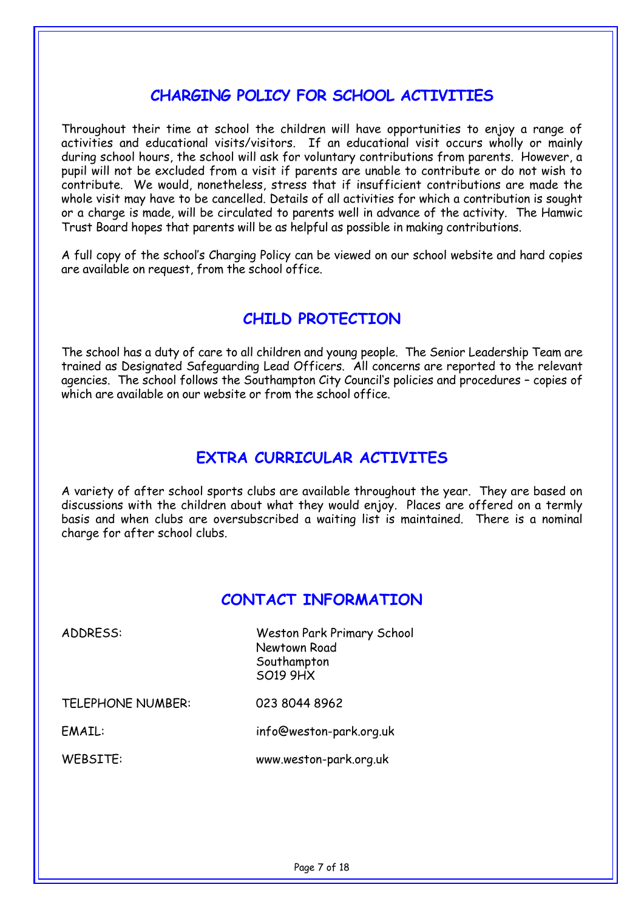## CHARGING POLICY FOR SCHOOL ACTIVITIES

Throughout their time at school the children will have opportunities to enjoy a range of activities and educational visits/visitors. If an educational visit occurs wholly or mainly during school hours, the school will ask for voluntary contributions from parents. However, a pupil will not be excluded from a visit if parents are unable to contribute or do not wish to contribute. We would, nonetheless, stress that if insufficient contributions are made the whole visit may have to be cancelled. Details of all activities for which a contribution is sought or a charge is made, will be circulated to parents well in advance of the activity. The Hamwic Trust Board hopes that parents will be as helpful as possible in making contributions.

A full copy of the school's Charging Policy can be viewed on our school website and hard copies are available on request, from the school office.

## CHILD PROTECTION

The school has a duty of care to all children and young people. The Senior Leadership Team are trained as Designated Safeguarding Lead Officers. All concerns are reported to the relevant agencies. The school follows the Southampton City Council's policies and procedures – copies of which are available on our website or from the school office.

## EXTRA CURRICULAR ACTIVITES

A variety of after school sports clubs are available throughout the year. They are based on discussions with the children about what they would enjoy. Places are offered on a termly basis and when clubs are oversubscribed a waiting list is maintained. There is a nominal charge for after school clubs.

## CONTACT INFORMATION

| | |
|---|---|
| ADDRESS: | Weston Park Primary School<br>Newtown Road<br>Southampton<br>SO19 9HX |
| TELEPHONE NUMBER: | 023 8044 8962 |
| EMAIL: | info@weston-park.org.uk |
| WEBSITE: | www.weston-park.org.uk |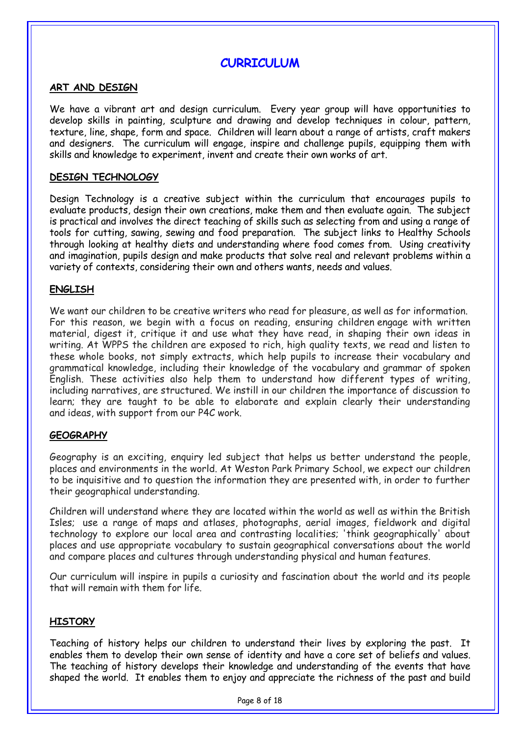# CURRICULUM

## ART AND DESIGN

We have a vibrant art and design curriculum. Every year group will have opportunities to develop skills in painting, sculpture and drawing and develop techniques in colour, pattern, texture, line, shape, form and space. Children will learn about a range of artists, craft makers and designers. The curriculum will engage, inspire and challenge pupils, equipping them with skills and knowledge to experiment, invent and create their own works of art.

## DESIGN TECHNOLOGY

Design Technology is a creative subject within the curriculum that encourages pupils to evaluate products, design their own creations, make them and then evaluate again. The subject is practical and involves the direct teaching of skills such as selecting from and using a range of tools for cutting, sawing, sewing and food preparation. The subject links to Healthy Schools through looking at healthy diets and understanding where food comes from. Using creativity and imagination, pupils design and make products that solve real and relevant problems within a variety of contexts, considering their own and others wants, needs and values.

## ENGLISH

We want our children to be creative writers who read for pleasure, as well as for information. For this reason, we begin with a focus on reading, ensuring children engage with written material, digest it, critique it and use what they have read, in shaping their own ideas in writing. At WPPS the children are exposed to rich, high quality texts, we read and listen to these whole books, not simply extracts, which help pupils to increase their vocabulary and grammatical knowledge, including their knowledge of the vocabulary and grammar of spoken English. These activities also help them to understand how different types of writing, including narratives, are structured. We instill in our children the importance of discussion to learn; they are taught to be able to elaborate and explain clearly their understanding and ideas, with support from our P4C work.

## GEOGRAPHY

Geography is an exciting, enquiry led subject that helps us better understand the people, places and environments in the world. At Weston Park Primary School, we expect our children to be inquisitive and to question the information they are presented with, in order to further their geographical understanding.

Children will understand where they are located within the world as well as within the British Isles; use a range of maps and atlases, photographs, aerial images, fieldwork and digital technology to explore our local area and contrasting localities; 'think geographically' about places and use appropriate vocabulary to sustain geographical conversations about the world and compare places and cultures through understanding physical and human features.

Our curriculum will inspire in pupils a curiosity and fascination about the world and its people that will remain with them for life.

## HISTORY

Teaching of history helps our children to understand their lives by exploring the past. It enables them to develop their own sense of identity and have a core set of beliefs and values. The teaching of history develops their knowledge and understanding of the events that have shaped the world. It enables them to enjoy and appreciate the richness of the past and build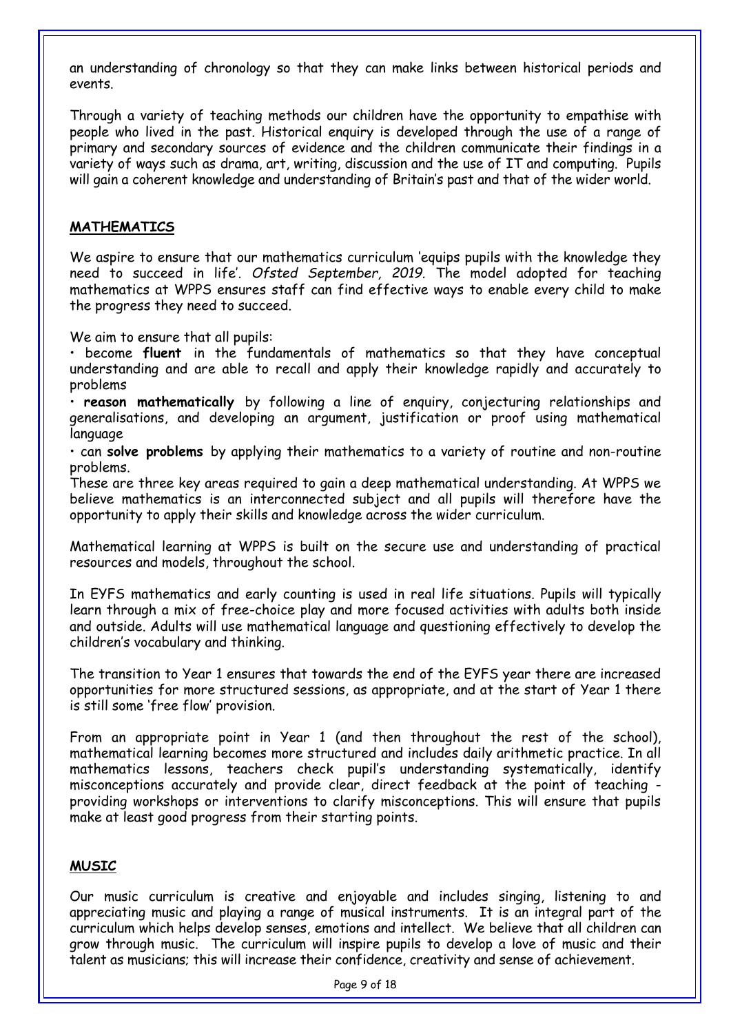an understanding of chronology so that they can make links between historical periods and events.

Through a variety of teaching methods our children have the opportunity to empathise with people who lived in the past. Historical enquiry is developed through the use of a range of primary and secondary sources of evidence and the children communicate their findings in a variety of ways such as drama, art, writing, discussion and the use of IT and computing. Pupils will gain a coherent knowledge and understanding of Britain's past and that of the wider world.

## MATHEMATICS

We aspire to ensure that our mathematics curriculum 'equips pupils with the knowledge they need to succeed in life'. *Ofsted September, 2019.* The model adopted for teaching mathematics at WPPS ensures staff can find effective ways to enable every child to make the progress they need to succeed.

We aim to ensure that all pupils:

- become **fluent** in the fundamentals of mathematics so that they have conceptual understanding and are able to recall and apply their knowledge rapidly and accurately to problems
- **reason mathematically** by following a line of enquiry, conjecturing relationships and generalisations, and developing an argument, justification or proof using mathematical language
- can **solve problems** by applying their mathematics to a variety of routine and non-routine problems.

These are three key areas required to gain a deep mathematical understanding. At WPPS we believe mathematics is an interconnected subject and all pupils will therefore have the opportunity to apply their skills and knowledge across the wider curriculum.

Mathematical learning at WPPS is built on the secure use and understanding of practical resources and models, throughout the school.

In EYFS mathematics and early counting is used in real life situations. Pupils will typically learn through a mix of free-choice play and more focused activities with adults both inside and outside. Adults will use mathematical language and questioning effectively to develop the children's vocabulary and thinking.

The transition to Year 1 ensures that towards the end of the EYFS year there are increased opportunities for more structured sessions, as appropriate, and at the start of Year 1 there is still some 'free flow' provision.

From an appropriate point in Year 1 (and then throughout the rest of the school), mathematical learning becomes more structured and includes daily arithmetic practice. In all mathematics lessons, teachers check pupil's understanding systematically, identify misconceptions accurately and provide clear, direct feedback at the point of teaching - providing workshops or interventions to clarify misconceptions. This will ensure that pupils make at least good progress from their starting points.

## MUSIC

Our music curriculum is creative and enjoyable and includes singing, listening to and appreciating music and playing a range of musical instruments. It is an integral part of the curriculum which helps develop senses, emotions and intellect. We believe that all children can grow through music. The curriculum will inspire pupils to develop a love of music and their talent as musicians; this will increase their confidence, creativity and sense of achievement.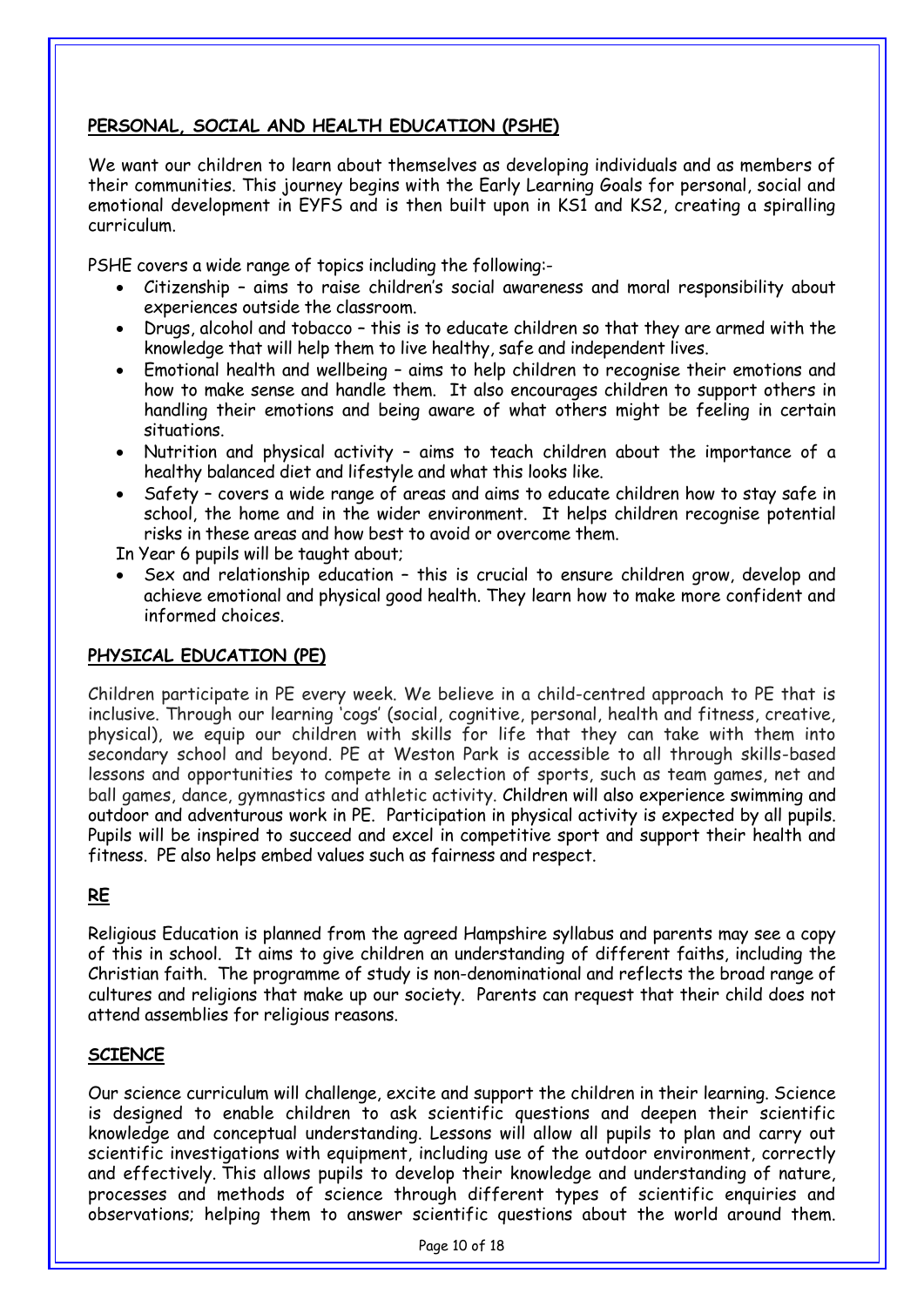## PERSONAL, SOCIAL AND HEALTH EDUCATION (PSHE)

We want our children to learn about themselves as developing individuals and as members of their communities. This journey begins with the Early Learning Goals for personal, social and emotional development in EYFS and is then built upon in KS1 and KS2, creating a spiralling curriculum.

PSHE covers a wide range of topics including the following:-

- Citizenship – aims to raise children's social awareness and moral responsibility about experiences outside the classroom.
- Drugs, alcohol and tobacco – this is to educate children so that they are armed with the knowledge that will help them to live healthy, safe and independent lives.
- Emotional health and wellbeing – aims to help children to recognise their emotions and how to make sense and handle them. It also encourages children to support others in handling their emotions and being aware of what others might be feeling in certain situations.
- Nutrition and physical activity – aims to teach children about the importance of a healthy balanced diet and lifestyle and what this looks like.
- Safety – covers a wide range of areas and aims to educate children how to stay safe in school, the home and in the wider environment. It helps children recognise potential risks in these areas and how best to avoid or overcome them.

In Year 6 pupils will be taught about;

- Sex and relationship education – this is crucial to ensure children grow, develop and achieve emotional and physical good health. They learn how to make more confident and informed choices.

## PHYSICAL EDUCATION (PE)

Children participate in PE every week. We believe in a child-centred approach to PE that is inclusive. Through our learning 'cogs' (social, cognitive, personal, health and fitness, creative, physical), we equip our children with skills for life that they can take with them into secondary school and beyond. PE at Weston Park is accessible to all through skills-based lessons and opportunities to compete in a selection of sports, such as team games, net and ball games, dance, gymnastics and athletic activity. Children will also experience swimming and outdoor and adventurous work in PE. Participation in physical activity is expected by all pupils. Pupils will be inspired to succeed and excel in competitive sport and support their health and fitness. PE also helps embed values such as fairness and respect.

## RE

Religious Education is planned from the agreed Hampshire syllabus and parents may see a copy of this in school. It aims to give children an understanding of different faiths, including the Christian faith. The programme of study is non-denominational and reflects the broad range of cultures and religions that make up our society. Parents can request that their child does not attend assemblies for religious reasons.

## SCIENCE

Our science curriculum will challenge, excite and support the children in their learning. Science is designed to enable children to ask scientific questions and deepen their scientific knowledge and conceptual understanding. Lessons will allow all pupils to plan and carry out scientific investigations with equipment, including use of the outdoor environment, correctly and effectively. This allows pupils to develop their knowledge and understanding of nature, processes and methods of science through different types of scientific enquiries and observations; helping them to answer scientific questions about the world around them.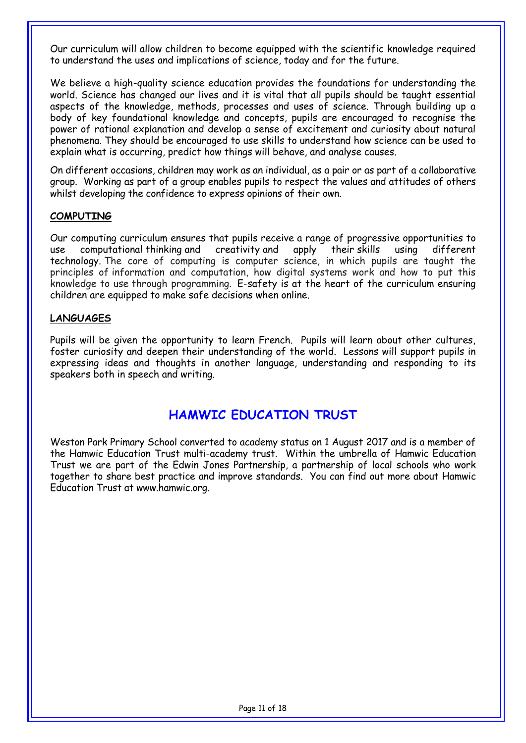Our curriculum will allow children to become equipped with the scientific knowledge required to understand the uses and implications of science, today and for the future.

We believe a high-quality science education provides the foundations for understanding the world. Science has changed our lives and it is vital that all pupils should be taught essential aspects of the knowledge, methods, processes and uses of science. Through building up a body of key foundational knowledge and concepts, pupils are encouraged to recognise the power of rational explanation and develop a sense of excitement and curiosity about natural phenomena. They should be encouraged to use skills to understand how science can be used to explain what is occurring, predict how things will behave, and analyse causes.

On different occasions, children may work as an individual, as a pair or as part of a collaborative group. Working as part of a group enables pupils to respect the values and attitudes of others whilst developing the confidence to express opinions of their own.

**COMPUTING**

Our computing curriculum ensures that pupils receive a range of progressive opportunities to use computational thinking and creativity and apply their skills using different technology. The core of computing is computer science, in which pupils are taught the principles of information and computation, how digital systems work and how to put this knowledge to use through programming. E-safety is at the heart of the curriculum ensuring children are equipped to make safe decisions when online.

**LANGUAGES**

Pupils will be given the opportunity to learn French. Pupils will learn about other cultures, foster curiosity and deepen their understanding of the world. Lessons will support pupils in expressing ideas and thoughts in another language, understanding and responding to its speakers both in speech and writing.

## HAMWIC EDUCATION TRUST

Weston Park Primary School converted to academy status on 1 August 2017 and is a member of the Hamwic Education Trust multi-academy trust. Within the umbrella of Hamwic Education Trust we are part of the Edwin Jones Partnership, a partnership of local schools who work together to share best practice and improve standards. You can find out more about Hamwic Education Trust at www.hamwic.org.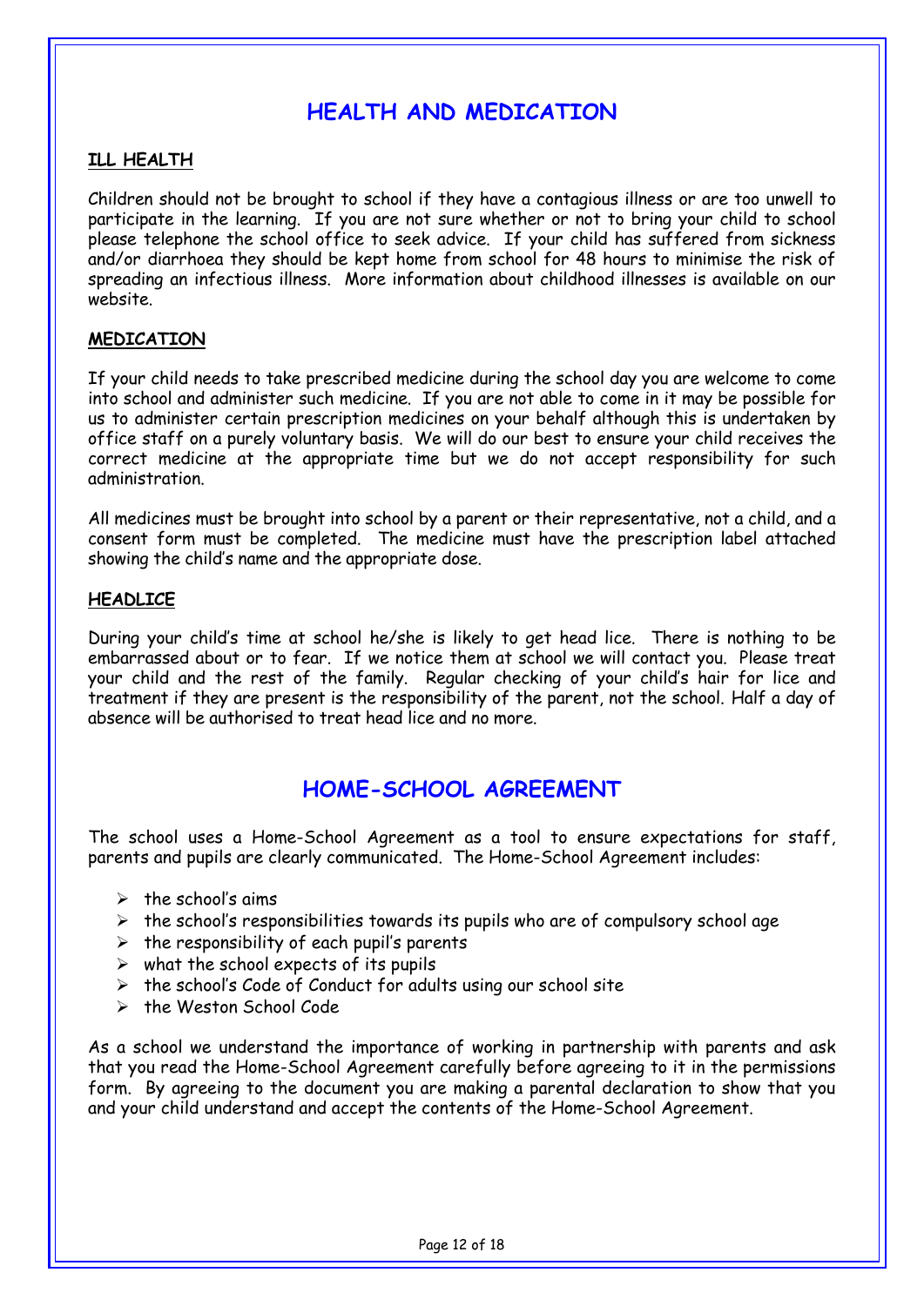# HEALTH AND MEDICATION

## ILL HEALTH

Children should not be brought to school if they have a contagious illness or are too unwell to participate in the learning. If you are not sure whether or not to bring your child to school please telephone the school office to seek advice. If your child has suffered from sickness and/or diarrhoea they should be kept home from school for 48 hours to minimise the risk of spreading an infectious illness. More information about childhood illnesses is available on our website.

## MEDICATION

If your child needs to take prescribed medicine during the school day you are welcome to come into school and administer such medicine. If you are not able to come in it may be possible for us to administer certain prescription medicines on your behalf although this is undertaken by office staff on a purely voluntary basis. We will do our best to ensure your child receives the correct medicine at the appropriate time but we do not accept responsibility for such administration.

All medicines must be brought into school by a parent or their representative, not a child, and a consent form must be completed. The medicine must have the prescription label attached showing the child's name and the appropriate dose.

## HEADLICE

During your child's time at school he/she is likely to get head lice. There is nothing to be embarrassed about or to fear. If we notice them at school we will contact you. Please treat your child and the rest of the family. Regular checking of your child's hair for lice and treatment if they are present is the responsibility of the parent, not the school. Half a day of absence will be authorised to treat head lice and no more.

# HOME-SCHOOL AGREEMENT

The school uses a Home-School Agreement as a tool to ensure expectations for staff, parents and pupils are clearly communicated. The Home-School Agreement includes:

- the school's aims
- the school's responsibilities towards its pupils who are of compulsory school age
- the responsibility of each pupil's parents
- what the school expects of its pupils
- the school's Code of Conduct for adults using our school site
- the Weston School Code

As a school we understand the importance of working in partnership with parents and ask that you read the Home-School Agreement carefully before agreeing to it in the permissions form. By agreeing to the document you are making a parental declaration to show that you and your child understand and accept the contents of the Home-School Agreement.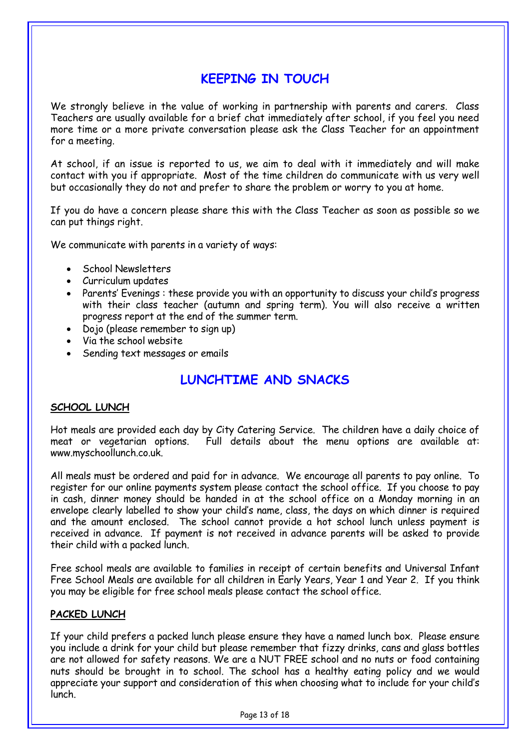## KEEPING IN TOUCH

We strongly believe in the value of working in partnership with parents and carers. Class Teachers are usually available for a brief chat immediately after school, if you feel you need more time or a more private conversation please ask the Class Teacher for an appointment for a meeting.

At school, if an issue is reported to us, we aim to deal with it immediately and will make contact with you if appropriate. Most of the time children do communicate with us very well but occasionally they do not and prefer to share the problem or worry to you at home.

If you do have a concern please share this with the Class Teacher as soon as possible so we can put things right.

We communicate with parents in a variety of ways:

- School Newsletters
- Curriculum updates
- Parents' Evenings : these provide you with an opportunity to discuss your child's progress with their class teacher (autumn and spring term). You will also receive a written progress report at the end of the summer term.
- Dojo (please remember to sign up)
- Via the school website
- Sending text messages or emails

## LUNCHTIME AND SNACKS

### SCHOOL LUNCH

Hot meals are provided each day by City Catering Service. The children have a daily choice of meat or vegetarian options. Full details about the menu options are available at: www.myschoollunch.co.uk.

All meals must be ordered and paid for in advance. We encourage all parents to pay online. To register for our online payments system please contact the school office. If you choose to pay in cash, dinner money should be handed in at the school office on a Monday morning in an envelope clearly labelled to show your child's name, class, the days on which dinner is required and the amount enclosed. The school cannot provide a hot school lunch unless payment is received in advance. If payment is not received in advance parents will be asked to provide their child with a packed lunch.

Free school meals are available to families in receipt of certain benefits and Universal Infant Free School Meals are available for all children in Early Years, Year 1 and Year 2. If you think you may be eligible for free school meals please contact the school office.

### PACKED LUNCH

If your child prefers a packed lunch please ensure they have a named lunch box. Please ensure you include a drink for your child but please remember that fizzy drinks, cans and glass bottles are not allowed for safety reasons. We are a NUT FREE school and no nuts or food containing nuts should be brought in to school. The school has a healthy eating policy and we would appreciate your support and consideration of this when choosing what to include for your child's lunch.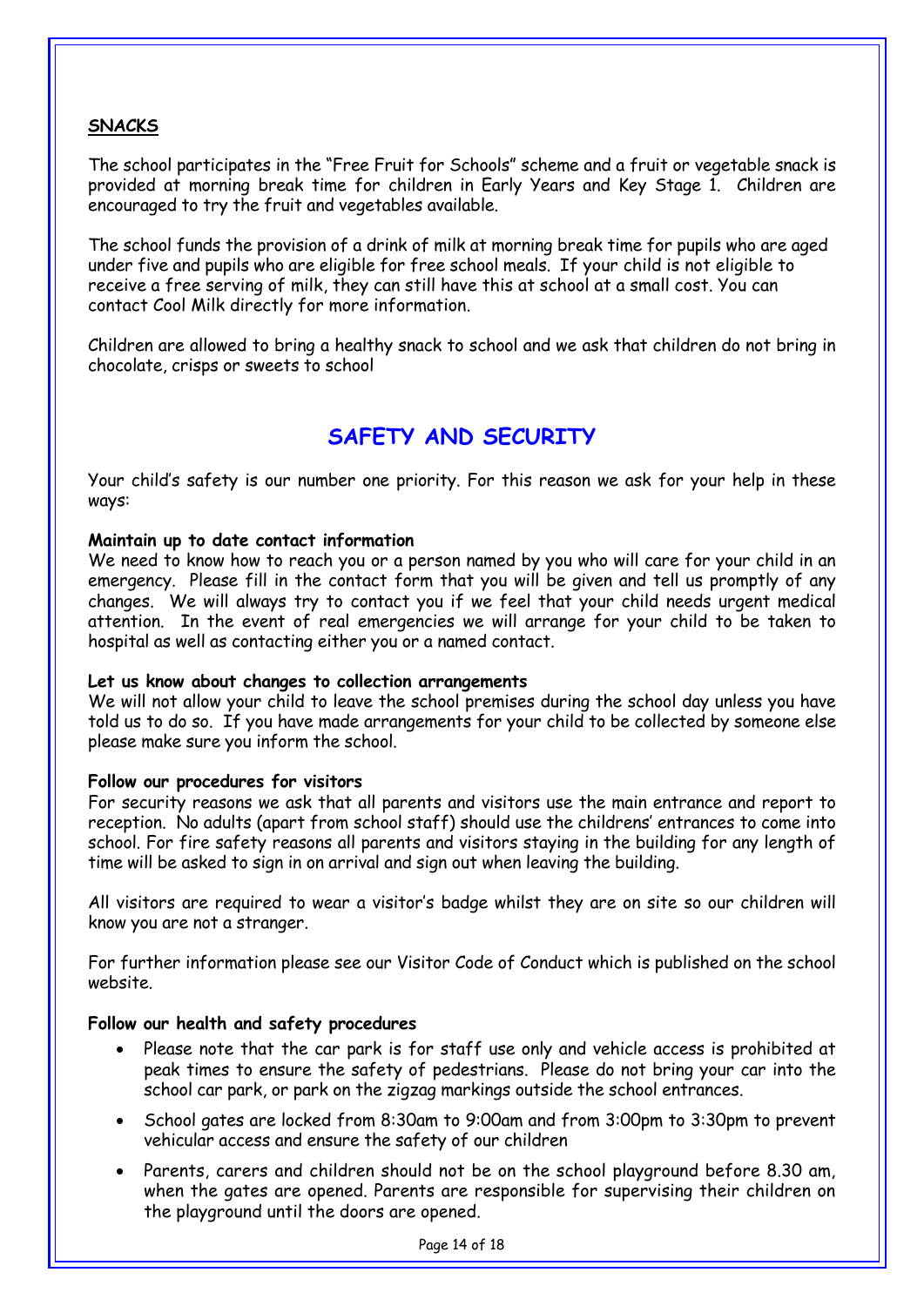**SNACKS**

The school participates in the "Free Fruit for Schools" scheme and a fruit or vegetable snack is provided at morning break time for children in Early Years and Key Stage 1. Children are encouraged to try the fruit and vegetables available.

The school funds the provision of a drink of milk at morning break time for pupils who are aged under five and pupils who are eligible for free school meals. If your child is not eligible to receive a free serving of milk, they can still have this at school at a small cost. You can contact Cool Milk directly for more information.

Children are allowed to bring a healthy snack to school and we ask that children do not bring in chocolate, crisps or sweets to school

# SAFETY AND SECURITY

Your child's safety is our number one priority. For this reason we ask for your help in these ways:

**Maintain up to date contact information**
We need to know how to reach you or a person named by you who will care for your child in an emergency. Please fill in the contact form that you will be given and tell us promptly of any changes. We will always try to contact you if we feel that your child needs urgent medical attention. In the event of real emergencies we will arrange for your child to be taken to hospital as well as contacting either you or a named contact.

**Let us know about changes to collection arrangements**
We will not allow your child to leave the school premises during the school day unless you have told us to do so. If you have made arrangements for your child to be collected by someone else please make sure you inform the school.

**Follow our procedures for visitors**
For security reasons we ask that all parents and visitors use the main entrance and report to reception. No adults (apart from school staff) should use the childrens' entrances to come into school. For fire safety reasons all parents and visitors staying in the building for any length of time will be asked to sign in on arrival and sign out when leaving the building.

All visitors are required to wear a visitor's badge whilst they are on site so our children will know you are not a stranger.

For further information please see our Visitor Code of Conduct which is published on the school website.

**Follow our health and safety procedures**

- Please note that the car park is for staff use only and vehicle access is prohibited at peak times to ensure the safety of pedestrians. Please do not bring your car into the school car park, or park on the zigzag markings outside the school entrances.
- School gates are locked from 8:30am to 9:00am and from 3:00pm to 3:30pm to prevent vehicular access and ensure the safety of our children
- Parents, carers and children should not be on the school playground before 8.30 am, when the gates are opened. Parents are responsible for supervising their children on the playground until the doors are opened.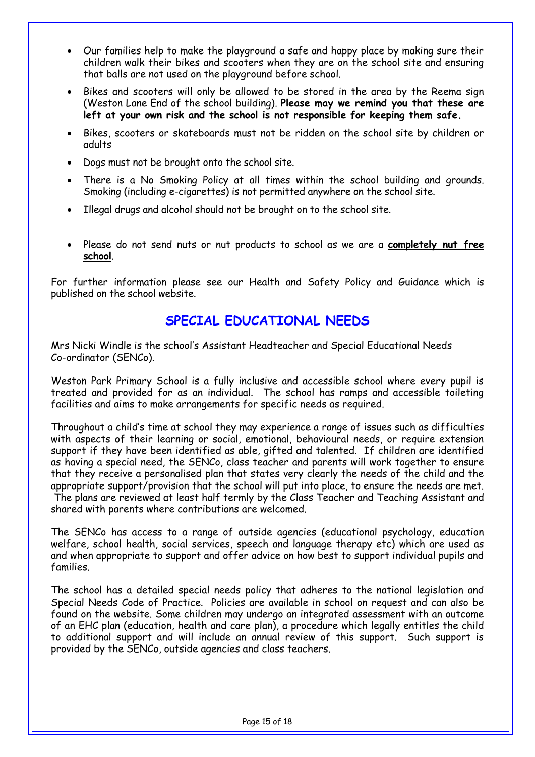- Our families help to make the playground a safe and happy place by making sure their children walk their bikes and scooters when they are on the school site and ensuring that balls are not used on the playground before school.
- Bikes and scooters will only be allowed to be stored in the area by the Reema sign (Weston Lane End of the school building). **Please may we remind you that these are left at your own risk and the school is not responsible for keeping them safe.**
- Bikes, scooters or skateboards must not be ridden on the school site by children or adults
- Dogs must not be brought onto the school site.
- There is a No Smoking Policy at all times within the school building and grounds. Smoking (including e-cigarettes) is not permitted anywhere on the school site.
- Illegal drugs and alcohol should not be brought on to the school site.
- Please do not send nuts or nut products to school as we are a **completely nut free school**.

For further information please see our Health and Safety Policy and Guidance which is published on the school website.

## SPECIAL EDUCATIONAL NEEDS

Mrs Nicki Windle is the school's Assistant Headteacher and Special Educational Needs Co-ordinator (SENCo).

Weston Park Primary School is a fully inclusive and accessible school where every pupil is treated and provided for as an individual. The school has ramps and accessible toileting facilities and aims to make arrangements for specific needs as required.

Throughout a child's time at school they may experience a range of issues such as difficulties with aspects of their learning or social, emotional, behavioural needs, or require extension support if they have been identified as able, gifted and talented. If children are identified as having a special need, the SENCo, class teacher and parents will work together to ensure that they receive a personalised plan that states very clearly the needs of the child and the appropriate support/provision that the school will put into place, to ensure the needs are met. The plans are reviewed at least half termly by the Class Teacher and Teaching Assistant and shared with parents where contributions are welcomed.

The SENCo has access to a range of outside agencies (educational psychology, education welfare, school health, social services, speech and language therapy etc) which are used as and when appropriate to support and offer advice on how best to support individual pupils and families.

The school has a detailed special needs policy that adheres to the national legislation and Special Needs Code of Practice. Policies are available in school on request and can also be found on the website. Some children may undergo an integrated assessment with an outcome of an EHC plan (education, health and care plan), a procedure which legally entitles the child to additional support and will include an annual review of this support. Such support is provided by the SENCo, outside agencies and class teachers.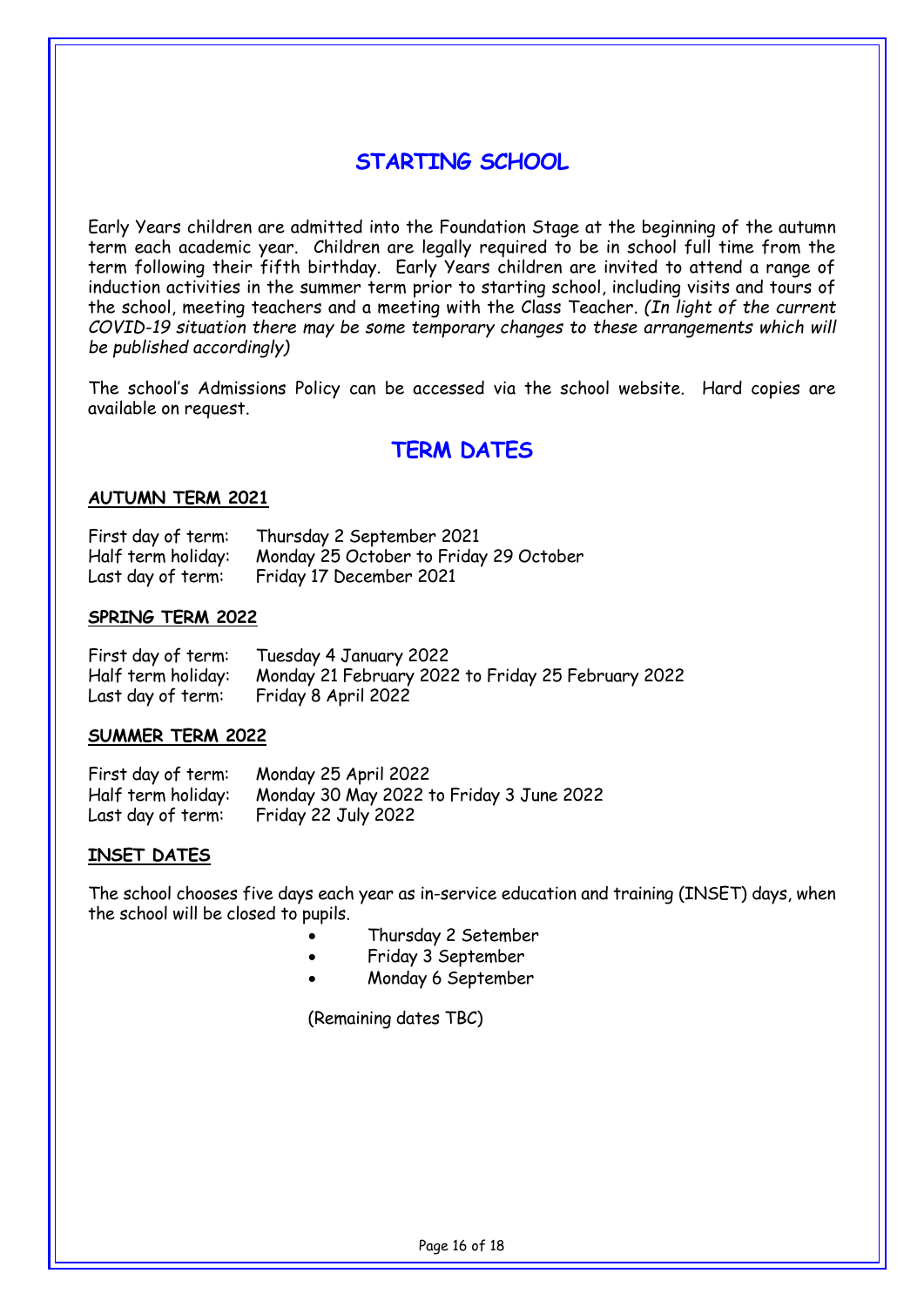# STARTING SCHOOL

Early Years children are admitted into the Foundation Stage at the beginning of the autumn term each academic year. Children are legally required to be in school full time from the term following their fifth birthday. Early Years children are invited to attend a range of induction activities in the summer term prior to starting school, including visits and tours of the school, meeting teachers and a meeting with the Class Teacher. *(In light of the current COVID-19 situation there may be some temporary changes to these arrangements which will be published accordingly)*

The school's Admissions Policy can be accessed via the school website. Hard copies are available on request.

# TERM DATES

**AUTUMN TERM 2021**

First day of term: Thursday 2 September 2021
Half term holiday: Monday 25 October to Friday 29 October
Last day of term: Friday 17 December 2021

**SPRING TERM 2022**

First day of term: Tuesday 4 January 2022
Half term holiday: Monday 21 February 2022 to Friday 25 February 2022
Last day of term: Friday 8 April 2022

**SUMMER TERM 2022**

First day of term: Monday 25 April 2022
Half term holiday: Monday 30 May 2022 to Friday 3 June 2022
Last day of term: Friday 22 July 2022

**INSET DATES**

The school chooses five days each year as in-service education and training (INSET) days, when the school will be closed to pupils.

- Thursday 2 Setember
- Friday 3 September
- Monday 6 September

(Remaining dates TBC)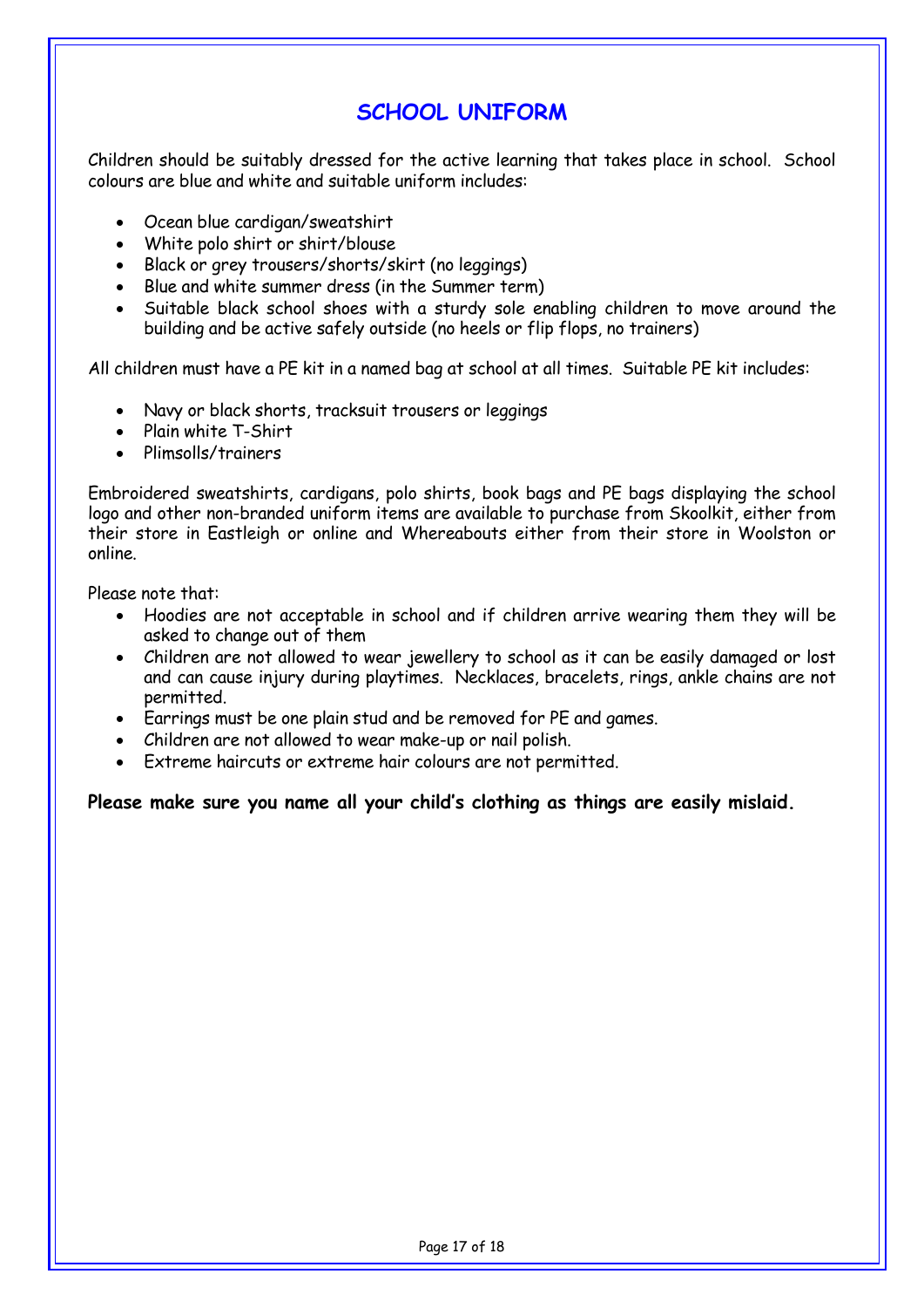# SCHOOL UNIFORM

Children should be suitably dressed for the active learning that takes place in school. School colours are blue and white and suitable uniform includes:

- Ocean blue cardigan/sweatshirt
- White polo shirt or shirt/blouse
- Black or grey trousers/shorts/skirt (no leggings)
- Blue and white summer dress (in the Summer term)
- Suitable black school shoes with a sturdy sole enabling children to move around the building and be active safely outside (no heels or flip flops, no trainers)

All children must have a PE kit in a named bag at school at all times. Suitable PE kit includes:

- Navy or black shorts, tracksuit trousers or leggings
- Plain white T-Shirt
- Plimsolls/trainers

Embroidered sweatshirts, cardigans, polo shirts, book bags and PE bags displaying the school logo and other non-branded uniform items are available to purchase from Skoolkit, either from their store in Eastleigh or online and Whereabouts either from their store in Woolston or online.

Please note that:

- Hoodies are not acceptable in school and if children arrive wearing them they will be asked to change out of them
- Children are not allowed to wear jewellery to school as it can be easily damaged or lost and can cause injury during playtimes. Necklaces, bracelets, rings, ankle chains are not permitted.
- Earrings must be one plain stud and be removed for PE and games.
- Children are not allowed to wear make-up or nail polish.
- Extreme haircuts or extreme hair colours are not permitted.

**Please make sure you name all your child's clothing as things are easily mislaid.**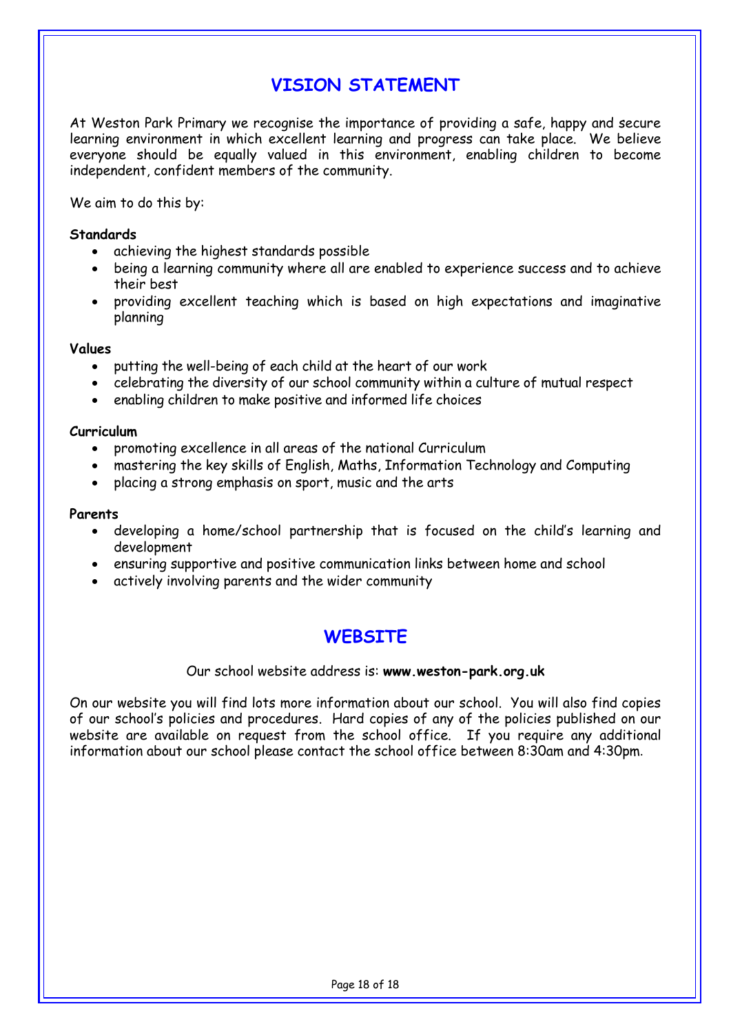## VISION STATEMENT

At Weston Park Primary we recognise the importance of providing a safe, happy and secure learning environment in which excellent learning and progress can take place. We believe everyone should be equally valued in this environment, enabling children to become independent, confident members of the community.

We aim to do this by:

**Standards**

- achieving the highest standards possible
- being a learning community where all are enabled to experience success and to achieve their best
- providing excellent teaching which is based on high expectations and imaginative planning

**Values**

- putting the well-being of each child at the heart of our work
- celebrating the diversity of our school community within a culture of mutual respect
- enabling children to make positive and informed life choices

**Curriculum**

- promoting excellence in all areas of the national Curriculum
- mastering the key skills of English, Maths, Information Technology and Computing
- placing a strong emphasis on sport, music and the arts

**Parents**

- developing a home/school partnership that is focused on the child's learning and development
- ensuring supportive and positive communication links between home and school
- actively involving parents and the wider community

## WEBSITE

Our school website address is: **www.weston-park.org.uk**

On our website you will find lots more information about our school. You will also find copies of our school's policies and procedures. Hard copies of any of the policies published on our website are available on request from the school office. If you require any additional information about our school please contact the school office between 8:30am and 4:30pm.